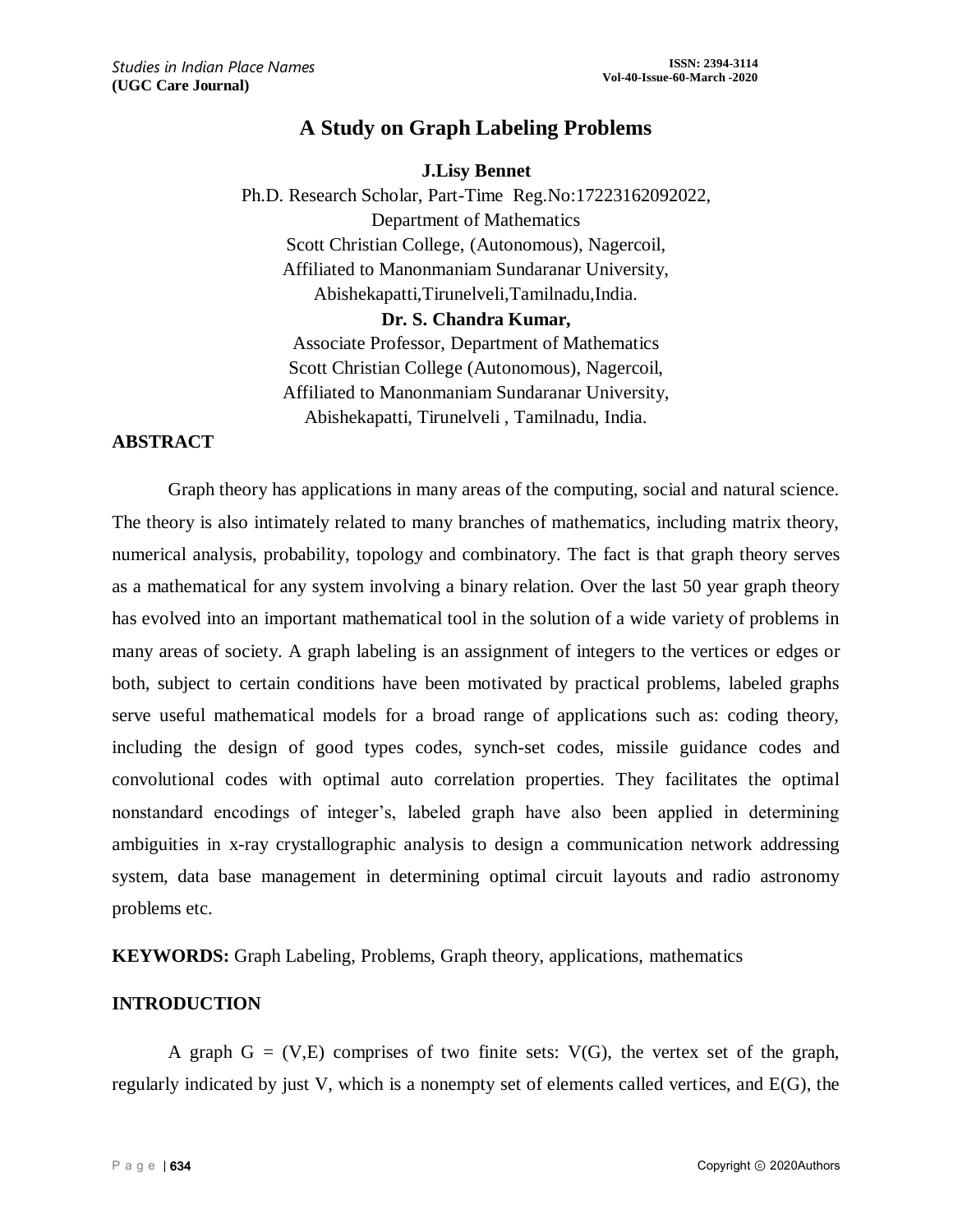# A Study on Graph Labeling Problems

**J.Lisy Bennet**

Ph.D. Research Scholar, Part-Time Reg.No:17223162092022,
Department of Mathematics
Scott Christian College, (Autonomous), Nagercoil,
Affiliated to Manonmaniam Sundaranar University,
Abishekapatti,Tirunelveli,Tamilnadu,India.

**Dr. S. Chandra Kumar,**

Associate Professor, Department of Mathematics
Scott Christian College (Autonomous), Nagercoil,
Affiliated to Manonmaniam Sundaranar University,
Abishekapatti, Tirunelveli , Tamilnadu, India.

## ABSTRACT

Graph theory has applications in many areas of the computing, social and natural science. The theory is also intimately related to many branches of mathematics, including matrix theory, numerical analysis, probability, topology and combinatory. The fact is that graph theory serves as a mathematical for any system involving a binary relation. Over the last 50 year graph theory has evolved into an important mathematical tool in the solution of a wide variety of problems in many areas of society. A graph labeling is an assignment of integers to the vertices or edges or both, subject to certain conditions have been motivated by practical problems, labeled graphs serve useful mathematical models for a broad range of applications such as: coding theory, including the design of good types codes, synch-set codes, missile guidance codes and convolutional codes with optimal auto correlation properties. They facilitates the optimal nonstandard encodings of integer's, labeled graph have also been applied in determining ambiguities in x-ray crystallographic analysis to design a communication network addressing system, data base management in determining optimal circuit layouts and radio astronomy problems etc.

**KEYWORDS:** Graph Labeling, Problems, Graph theory, applications, mathematics

## INTRODUCTION

A graph $G = (V,E)$ comprises of two finite sets: $V(G)$, the vertex set of the graph, regularly indicated by just V, which is a nonempty set of elements called vertices, and $E(G)$, the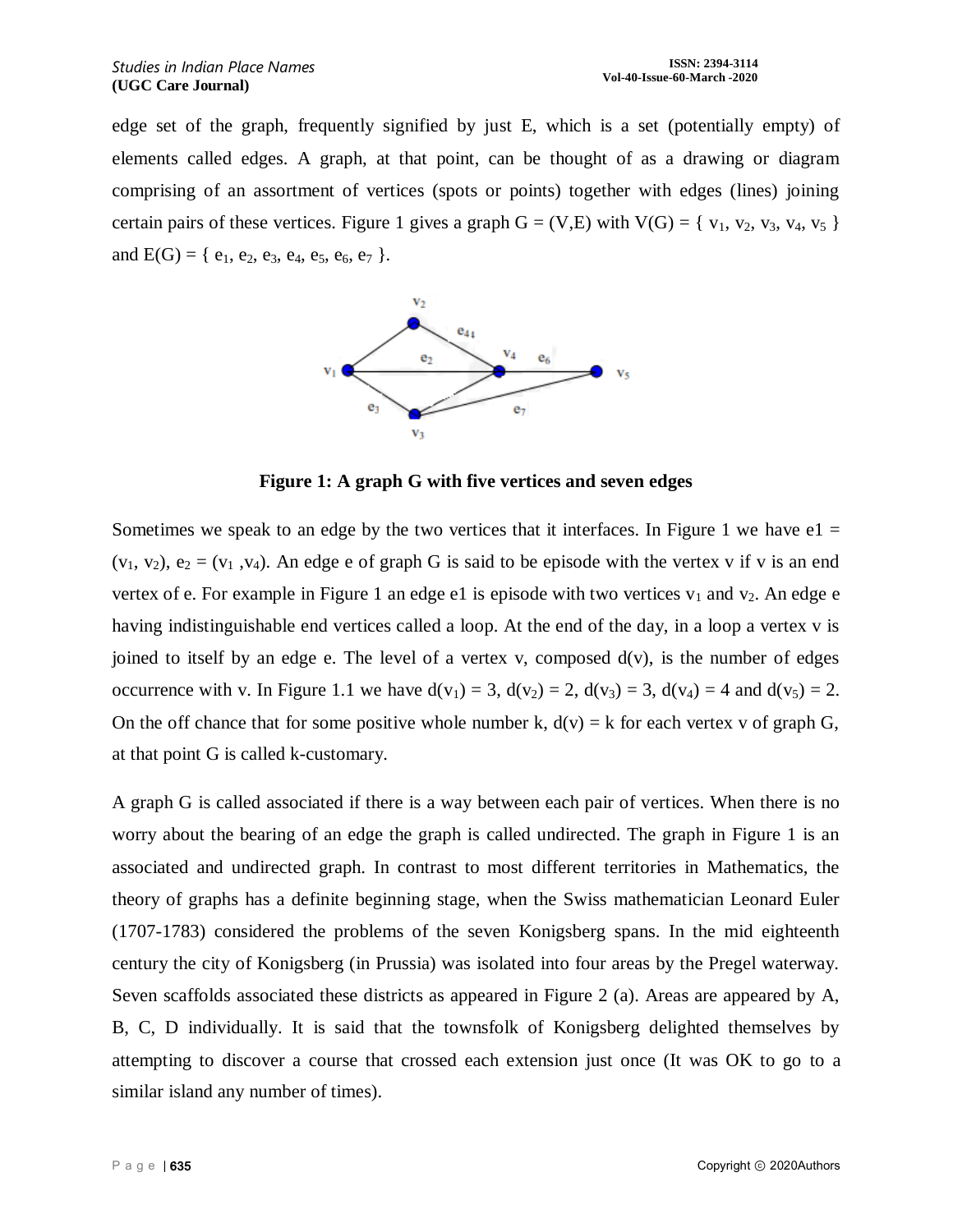edge set of the graph, frequently signified by just E, which is a set (potentially empty) of elements called edges. A graph, at that point, can be thought of as a drawing or diagram comprising of an assortment of vertices (spots or points) together with edges (lines) joining certain pairs of these vertices. Figure 1 gives a graph G = (V,E) with V(G) = { $v_1$, $v_2$, $v_3$, $v_4$, $v_5$ } and E(G) = { $e_1$, $e_2$, $e_3$, $e_4$, $e_5$, $e_6$, $e_7$ }.

**Figure 1: A graph G with five vertices and seven edges**

Sometimes we speak to an edge by the two vertices that it interfaces. In Figure 1 we have e1 = ($v_1$, $v_2$), $e_2$ = ($v_1$ ,$v_4$). An edge e of graph G is said to be episode with the vertex v if v is an end vertex of e. For example in Figure 1 an edge e1 is episode with two vertices $v_1$ and $v_2$. An edge e having indistinguishable end vertices called a loop. At the end of the day, in a loop a vertex v is joined to itself by an edge e. The level of a vertex v, composed d(v), is the number of edges occurrence with v. In Figure 1.1 we have $d(v_1) = 3$, $d(v_2) = 2$, $d(v_3) = 3$, $d(v_4) = 4$ and $d(v_5) = 2$. On the off chance that for some positive whole number k, d(v) = k for each vertex v of graph G, at that point G is called k-customary.

A graph G is called associated if there is a way between each pair of vertices. When there is no worry about the bearing of an edge the graph is called undirected. The graph in Figure 1 is an associated and undirected graph. In contrast to most different territories in Mathematics, the theory of graphs has a definite beginning stage, when the Swiss mathematician Leonard Euler (1707-1783) considered the problems of the seven Konigsberg spans. In the mid eighteenth century the city of Konigsberg (in Prussia) was isolated into four areas by the Pregel waterway. Seven scaffolds associated these districts as appeared in Figure 2 (a). Areas are appeared by A, B, C, D individually. It is said that the townsfolk of Konigsberg delighted themselves by attempting to discover a course that crossed each extension just once (It was OK to go to a similar island any number of times).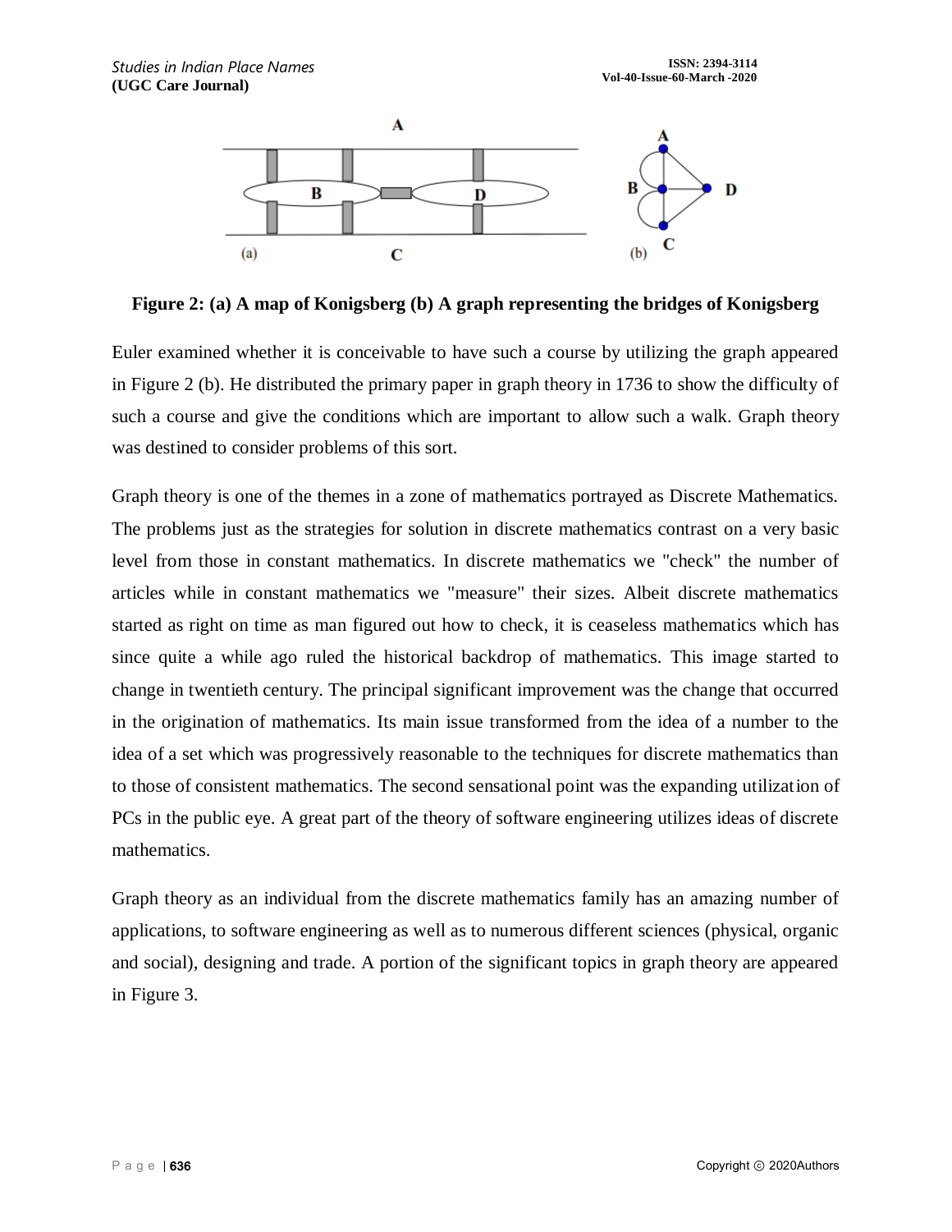**Figure 2: (a) A map of Konigsberg (b) A graph representing the bridges of Konigsberg**

Euler examined whether it is conceivable to have such a course by utilizing the graph appeared in Figure 2 (b). He distributed the primary paper in graph theory in 1736 to show the difficulty of such a course and give the conditions which are important to allow such a walk. Graph theory was destined to consider problems of this sort.

Graph theory is one of the themes in a zone of mathematics portrayed as Discrete Mathematics. The problems just as the strategies for solution in discrete mathematics contrast on a very basic level from those in constant mathematics. In discrete mathematics we "check" the number of articles while in constant mathematics we "measure" their sizes. Albeit discrete mathematics started as right on time as man figured out how to check, it is ceaseless mathematics which has since quite a while ago ruled the historical backdrop of mathematics. This image started to change in twentieth century. The principal significant improvement was the change that occurred in the origination of mathematics. Its main issue transformed from the idea of a number to the idea of a set which was progressively reasonable to the techniques for discrete mathematics than to those of consistent mathematics. The second sensational point was the expanding utilization of PCs in the public eye. A great part of the theory of software engineering utilizes ideas of discrete mathematics.

Graph theory as an individual from the discrete mathematics family has an amazing number of applications, to software engineering as well as to numerous different sciences (physical, organic and social), designing and trade. A portion of the significant topics in graph theory are appeared in Figure 3.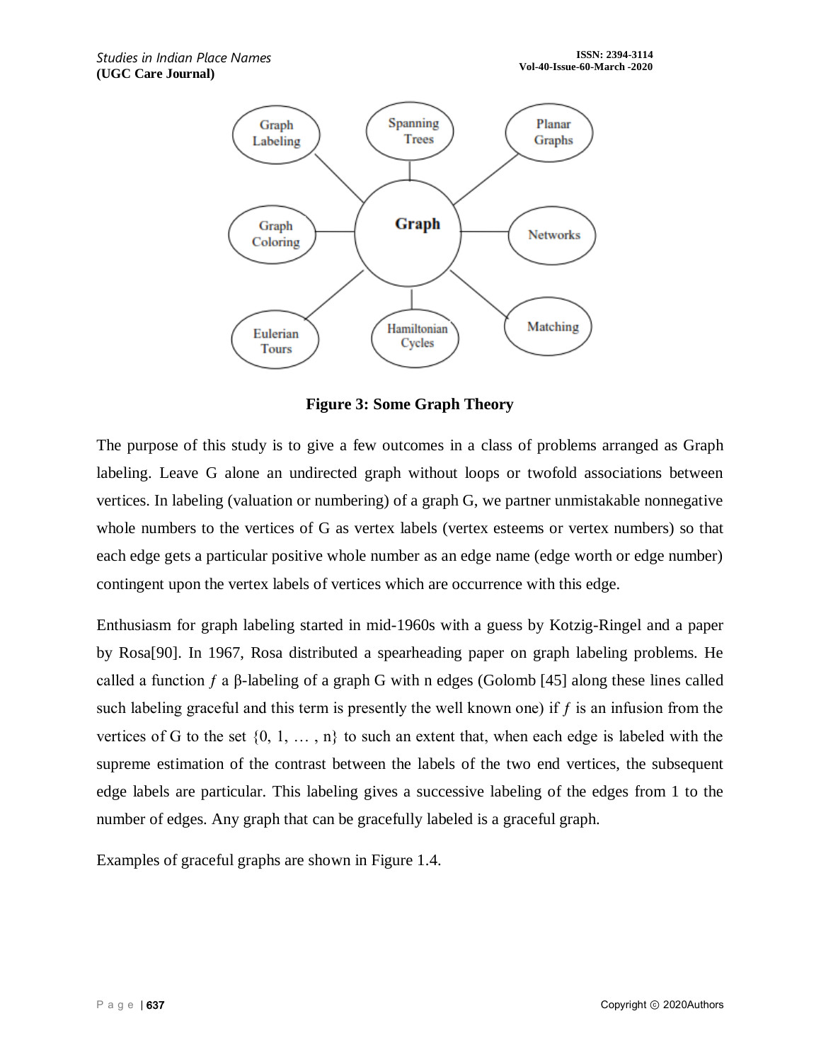**Figure 3: Some Graph Theory**

The purpose of this study is to give a few outcomes in a class of problems arranged as Graph labeling. Leave G alone an undirected graph without loops or twofold associations between vertices. In labeling (valuation or numbering) of a graph G, we partner unmistakable nonnegative whole numbers to the vertices of G as vertex labels (vertex esteems or vertex numbers) so that each edge gets a particular positive whole number as an edge name (edge worth or edge number) contingent upon the vertex labels of vertices which are occurrence with this edge.

Enthusiasm for graph labeling started in mid-1960s with a guess by Kotzig-Ringel and a paper by Rosa[90]. In 1967, Rosa distributed a spearheading paper on graph labeling problems. He called a function $f$ a β-labeling of a graph G with n edges (Golomb [45] along these lines called such labeling graceful and this term is presently the well known one) if $f$ is an infusion from the vertices of G to the set $\{0, 1, \ldots, n\}$ to such an extent that, when each edge is labeled with the supreme estimation of the contrast between the labels of the two end vertices, the subsequent edge labels are particular. This labeling gives a successive labeling of the edges from 1 to the number of edges. Any graph that can be gracefully labeled is a graceful graph.

Examples of graceful graphs are shown in Figure 1.4.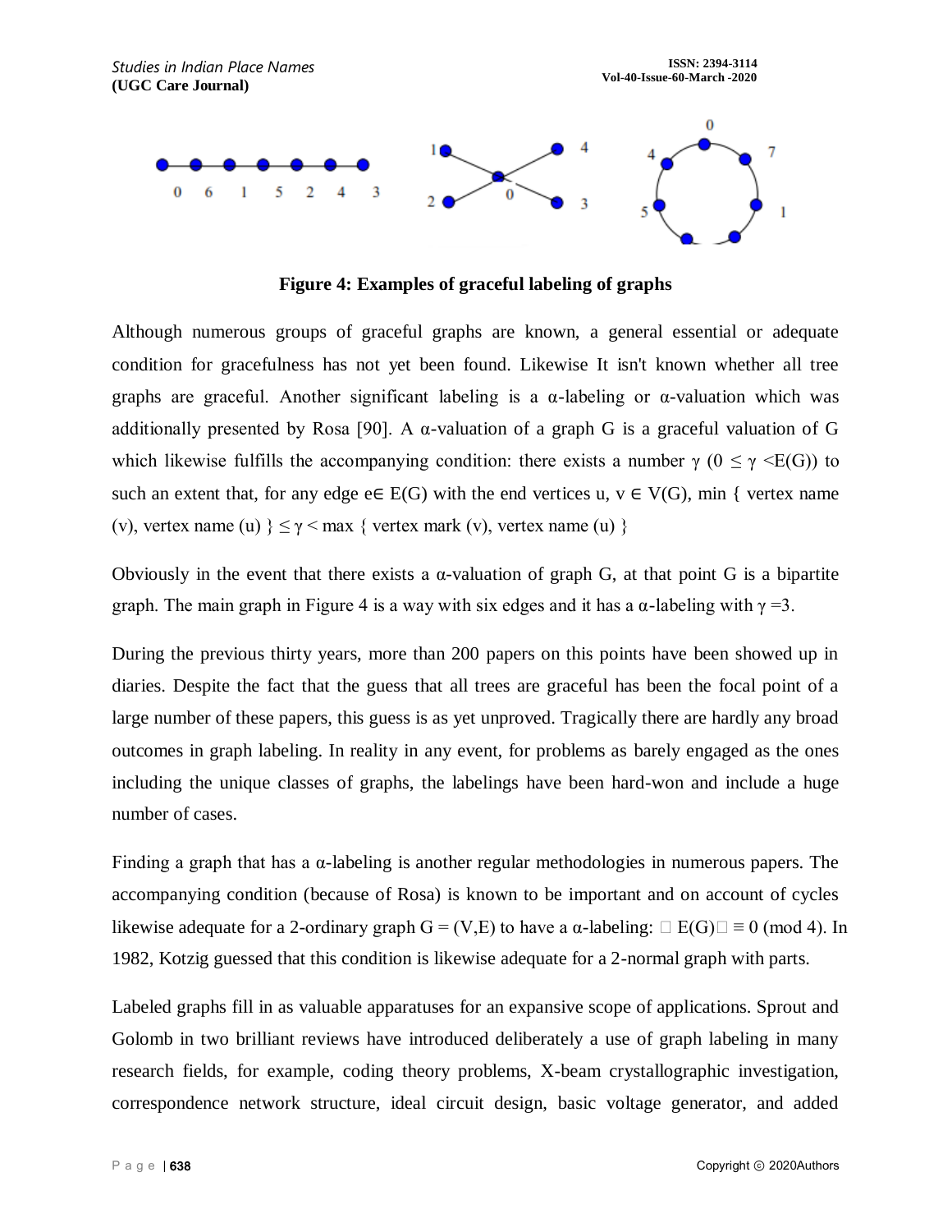**Figure 4: Examples of graceful labeling of graphs**

Although numerous groups of graceful graphs are known, a general essential or adequate condition for gracefulness has not yet been found. Likewise It isn't known whether all tree graphs are graceful. Another significant labeling is a α-labeling or α-valuation which was additionally presented by Rosa [90]. A α-valuation of a graph G is a graceful valuation of G which likewise fulfills the accompanying condition: there exists a number $\gamma$ $(0 \leq \gamma < E(G))$ to such an extent that, for any edge $e \in E(G)$ with the end vertices $u, v \in V(G)$, min { vertex name (v), vertex name (u) } $\leq \gamma <$ max { vertex mark (v), vertex name (u) }

Obviously in the event that there exists a α-valuation of graph G, at that point G is a bipartite graph. The main graph in Figure 4 is a way with six edges and it has a α-labeling with $\gamma = 3$.

During the previous thirty years, more than 200 papers on this points have been showed up in diaries. Despite the fact that the guess that all trees are graceful has been the focal point of a large number of these papers, this guess is as yet unproved. Tragically there are hardly any broad outcomes in graph labeling. In reality in any event, for problems as barely engaged as the ones including the unique classes of graphs, the labelings have been hard-won and include a huge number of cases.

Finding a graph that has a α-labeling is another regular methodologies in numerous papers. The accompanying condition (because of Rosa) is known to be important and on account of cycles likewise adequate for a 2-ordinary graph $G = (V,E)$ to have a α-labeling: $|E(G)| \equiv 0 \pmod 4$. In 1982, Kotzig guessed that this condition is likewise adequate for a 2-normal graph with parts.

Labeled graphs fill in as valuable apparatuses for an expansive scope of applications. Sprout and Golomb in two brilliant reviews have introduced deliberately a use of graph labeling in many research fields, for example, coding theory problems, X-beam crystallographic investigation, correspondence network structure, ideal circuit design, basic voltage generator, and added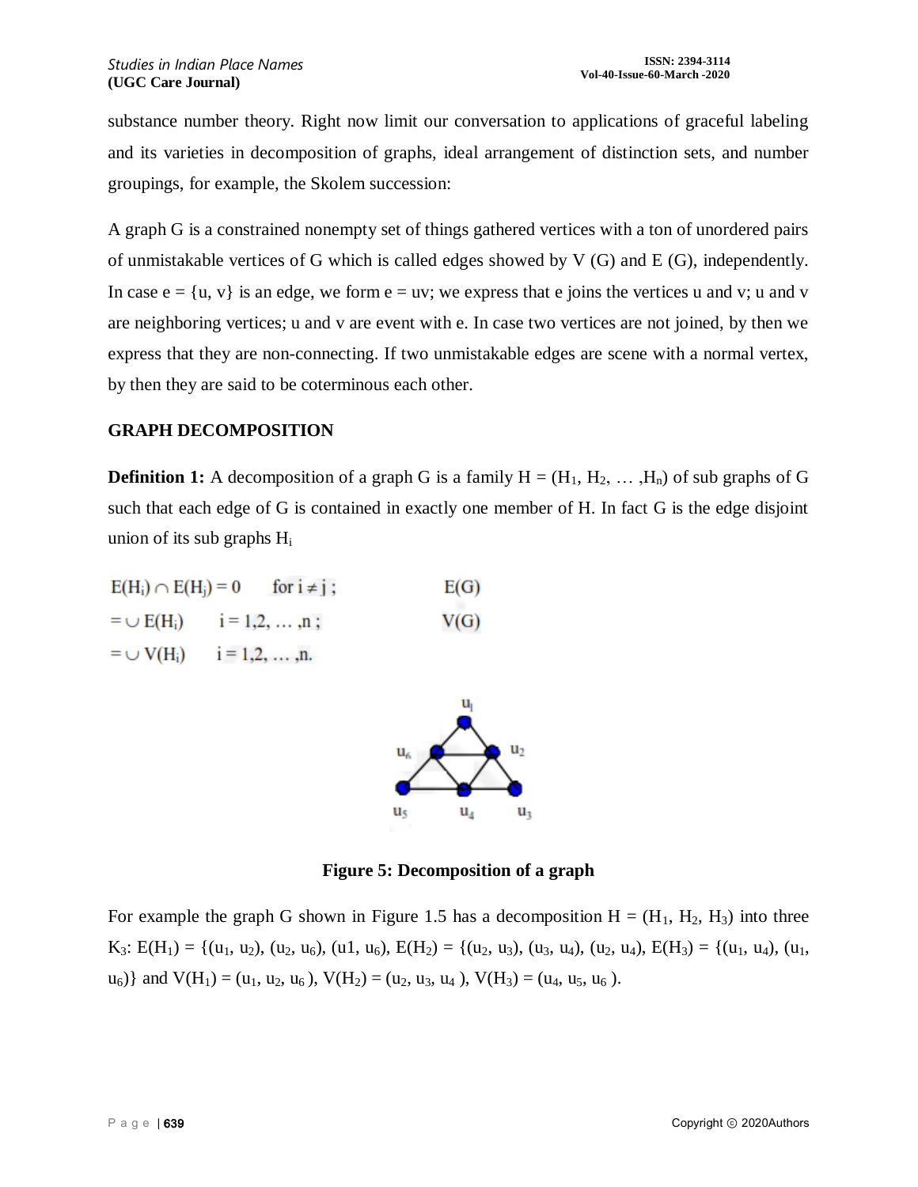substance number theory. Right now limit our conversation to applications of graceful labeling and its varieties in decomposition of graphs, ideal arrangement of distinction sets, and number groupings, for example, the Skolem succession:

A graph G is a constrained nonempty set of things gathered vertices with a ton of unordered pairs of unmistakable vertices of G which is called edges showed by V (G) and E (G), independently. In case e = {u, v} is an edge, we form e = uv; we express that e joins the vertices u and v; u and v are neighboring vertices; u and v are event with e. In case two vertices are not joined, by then we express that they are non-connecting. If two unmistakable edges are scene with a normal vertex, by then they are said to be coterminous each other.

## GRAPH DECOMPOSITION

**Definition 1:** A decomposition of a graph G is a family $H = (H_1, H_2, \ldots, H_n)$ of sub graphs of G such that each edge of G is contained in exactly one member of H. In fact G is the edge disjoint union of its sub graphs $H_i$

$E(H_i) \cap E(H_j) = 0$ for $i \neq j$ ; $E(G)$

$= \cup E(H_i)$ $i = 1,2, \ldots ,n$ ; $V(G)$

$= \cup V(H_i)$ $i = 1,2, \ldots ,n.$

**Figure 5: Decomposition of a graph**

For example the graph G shown in Figure 1.5 has a decomposition $H = (H_1, H_2, H_3)$ into three $K_3$: $E(H_1) = \{(u_1, u_2), (u_2, u_6), (u1, u_6)$, $E(H_2) = \{(u_2, u_3), (u_3, u_4), (u_2, u_4)$, $E(H_3) = \{(u_1, u_4), (u_1, u_6)\}$ and $V(H_1) = (u_1, u_2, u_6)$, $V(H_2) = (u_2, u_3, u_4)$, $V(H_3) = (u_4, u_5, u_6)$.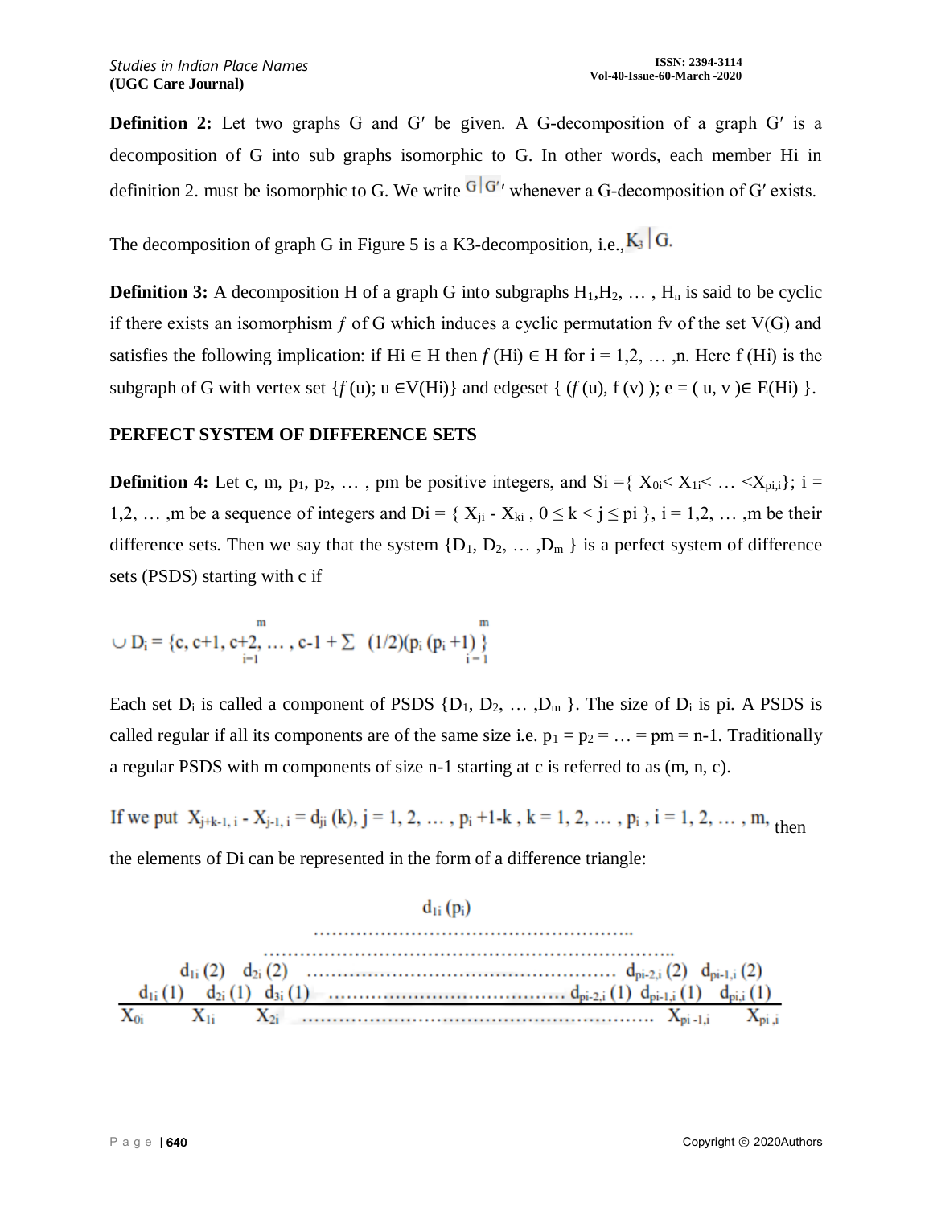**Definition 2:** Let two graphs G and G′ be given. A G-decomposition of a graph G′ is a decomposition of G into sub graphs isomorphic to G. In other words, each member Hi in definition 2. must be isomorphic to G. We write $G|G'$ whenever a G-decomposition of G′ exists.

The decomposition of graph G in Figure 5 is a K3-decomposition, i.e., $K_3 | G$.

**Definition 3:** A decomposition H of a graph G into subgraphs $H_1, H_2, \dots, H_n$ is said to be cyclic if there exists an isomorphism $f$ of G which induces a cyclic permutation fv of the set V(G) and satisfies the following implication: if Hi ∈ H then $f$ (Hi) ∈ H for i = 1,2, … ,n. Here f (Hi) is the subgraph of G with vertex set $\{f(u); u \in V(Hi)\}$ and edgeset $\{ (f(u), f(v)); e = (u, v) \in E(Hi) \}$.

**PERFECT SYSTEM OF DIFFERENCE SETS**

**Definition 4:** Let c, m, $p_1, p_2, \dots$, pm be positive integers, and $Si = \{ X_{0i} < X_{1i} < \dots < X_{pi,i}\}$; i = 1,2, … ,m be a sequence of integers and $Di = \{ X_{ji} - X_{ki}, 0 \le k < j \le pi \}$, i = 1,2, … ,m be their difference sets. Then we say that the system $\{D_1, D_2, \dots, D_m\}$ is a perfect system of difference sets (PSDS) starting with c if

$$\bigcup_{i=1}^{m} D_i = \{c, c+1, c+2, \dots, c-1 + \sum_{i=1}^{m} (1/2)(p_i (p_i +1)) \}$$

Each set $D_i$ is called a component of PSDS $\{D_1, D_2, \dots, D_m\}$. The size of $D_i$ is pi. A PSDS is called regular if all its components are of the same size i.e. $p_1 = p_2 = \dots = pm = n-1$. Traditionally a regular PSDS with m components of size n-1 starting at c is referred to as (m, n, c).

If we put $X_{j+k-1,\,i} - X_{j-1,\,i} = d_{ji}(k)$, $j = 1, 2, \dots, p_i + 1 - k$, $k = 1, 2, \dots, p_i$, $i = 1, 2, \dots, m$, then the elements of Di can be represented in the form of a difference triangle:

$$\begin{array}{ccccccccc}
 & & & & d_{1i}(p_i) & & & & \\
 & & & \cdots\cdots\cdots & \cdots\cdots & \cdots\cdots\cdots & & & \\
 & & \cdots\cdots\cdots & \cdots\cdots\cdots & \cdots\cdots & \cdots\cdots\cdots & \cdots\cdots\cdots & & \\
 & d_{1i}(2) & d_{2i}(2) & \cdots\cdots\cdots & \cdots\cdots & \cdots\cdots\cdots & d_{pi-2,i}(2) & d_{pi-1,i}(2) & \\
d_{1i}(1) & d_{2i}(1) & d_{3i}(1) & \cdots\cdots\cdots & \cdots\cdots & d_{pi-2,i}(1) & d_{pi-1,i}(1) & d_{pi,i}(1) & \\
\hline
X_{0i} & X_{1i} & X_{2i} & \cdots\cdots\cdots & \cdots\cdots & \cdots\cdots\cdots & X_{pi-1,i} & X_{pi,i} &
\end{array}$$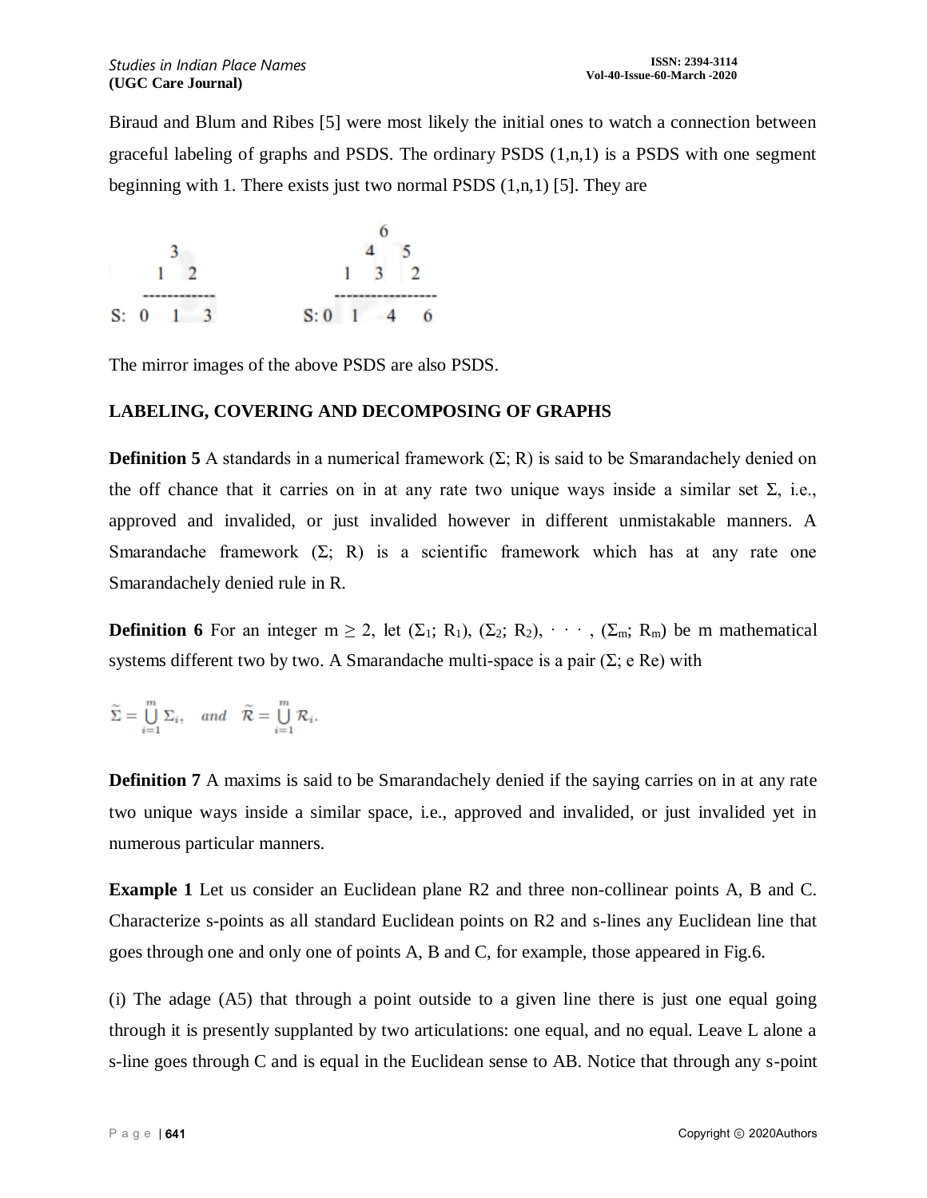Biraud and Blum and Ribes [5] were most likely the initial ones to watch a connection between graceful labeling of graphs and PSDS. The ordinary PSDS (1,n,1) is a PSDS with one segment beginning with 1. There exists just two normal PSDS (1,n,1) [5]. They are

```
      3                      6
    1   2                  4   5
  ----------             1   3   2
S: 0  1  3             --------------
                       S: 0  1  4  6
```

The mirror images of the above PSDS are also PSDS.

## LABELING, COVERING AND DECOMPOSING OF GRAPHS

**Definition 5** A standards in a numerical framework (Σ; R) is said to be Smarandachely denied on the off chance that it carries on in at any rate two unique ways inside a similar set Σ, i.e., approved and invalided, or just invalided however in different unmistakable manners. A Smarandache framework (Σ; R) is a scientific framework which has at any rate one Smarandachely denied rule in R.

**Definition 6** For an integer $m \geq 2$, let $(\Sigma_1; R_1)$, $(\Sigma_2; R_2)$, · · · , $(\Sigma_m; R_m)$ be m mathematical systems different two by two. A Smarandache multi-space is a pair (Σ; e Re) with

$$\widetilde{\Sigma} = \bigcup_{i=1}^{m} \Sigma_i, \quad and \quad \widetilde{\mathcal{R}} = \bigcup_{i=1}^{m} \mathcal{R}_i.$$

**Definition 7** A maxims is said to be Smarandachely denied if the saying carries on in at any rate two unique ways inside a similar space, i.e., approved and invalided, or just invalided yet in numerous particular manners.

**Example 1** Let us consider an Euclidean plane R2 and three non-collinear points A, B and C. Characterize s-points as all standard Euclidean points on R2 and s-lines any Euclidean line that goes through one and only one of points A, B and C, for example, those appeared in Fig.6.

(i) The adage (A5) that through a point outside to a given line there is just one equal going through it is presently supplanted by two articulations: one equal, and no equal. Leave L alone a s-line goes through C and is equal in the Euclidean sense to AB. Notice that through any s-point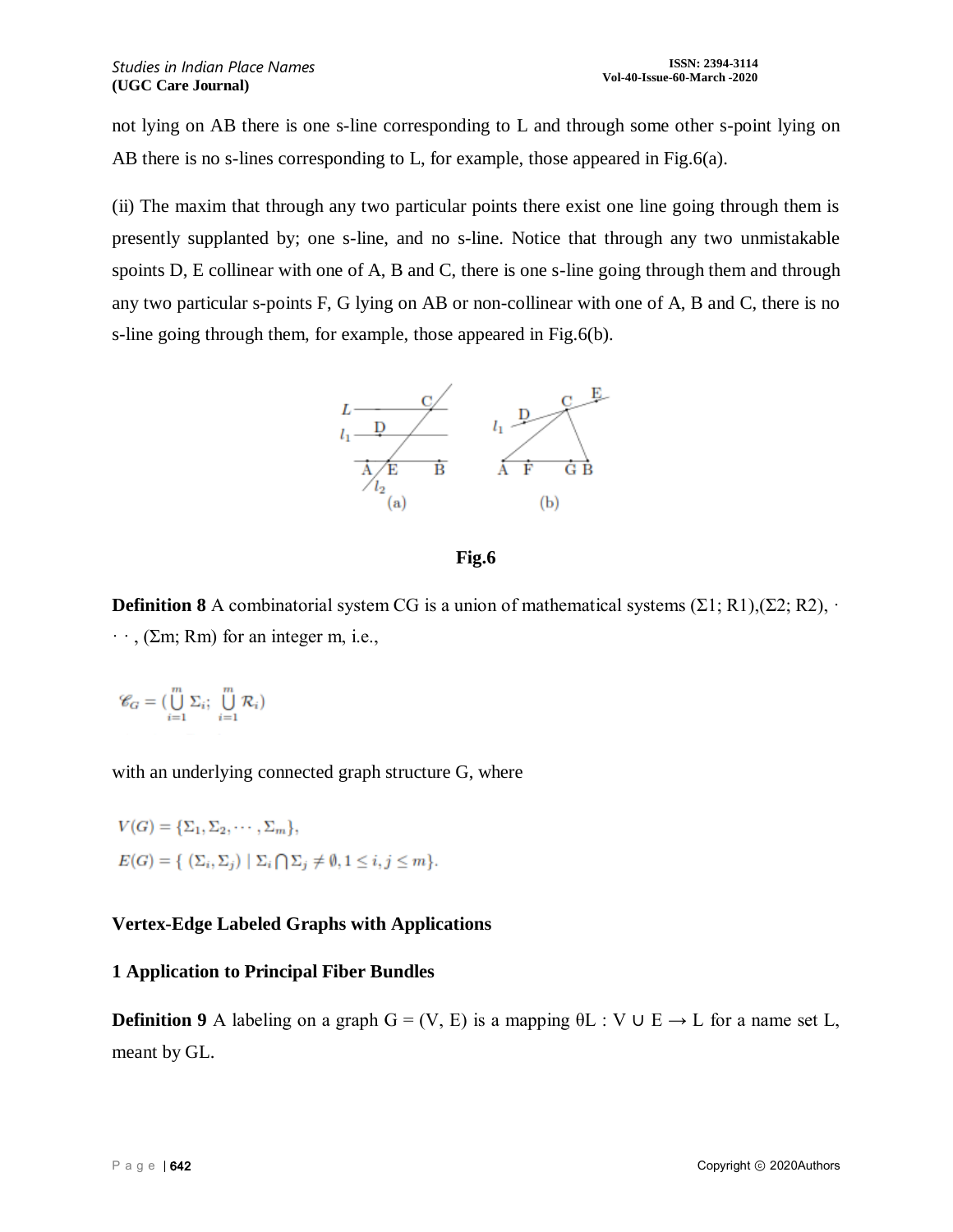not lying on AB there is one s-line corresponding to L and through some other s-point lying on AB there is no s-lines corresponding to L, for example, those appeared in Fig.6(a).

(ii) The maxim that through any two particular points there exist one line going through them is presently supplanted by; one s-line, and no s-line. Notice that through any two unmistakable spoints D, E collinear with one of A, B and C, there is one s-line going through them and through any two particular s-points F, G lying on AB or non-collinear with one of A, B and C, there is no s-line going through them, for example, those appeared in Fig.6(b).

**Fig.6**

**Definition 8** A combinatorial system CG is a union of mathematical systems $(\Sigma_1; R_1), (\Sigma_2; R_2), \cdots, (\Sigma_m; R_m)$ for an integer m, i.e.,

$$\mathscr{C}_G = (\bigcup_{i=1}^{m} \Sigma_i; \bigcup_{i=1}^{m} \mathcal{R}_i)$$

with an underlying connected graph structure G, where

$$V(G) = \{\Sigma_1, \Sigma_2, \cdots, \Sigma_m\},$$

$$E(G) = \{ (\Sigma_i, \Sigma_j) \mid \Sigma_i \bigcap \Sigma_j \neq \emptyset, 1 \leq i, j \leq m\}.$$

## Vertex-Edge Labeled Graphs with Applications

### 1 Application to Principal Fiber Bundles

**Definition 9** A labeling on a graph $G = (V, E)$ is a mapping $\theta_L : V \cup E \rightarrow L$ for a name set L, meant by $G^L$.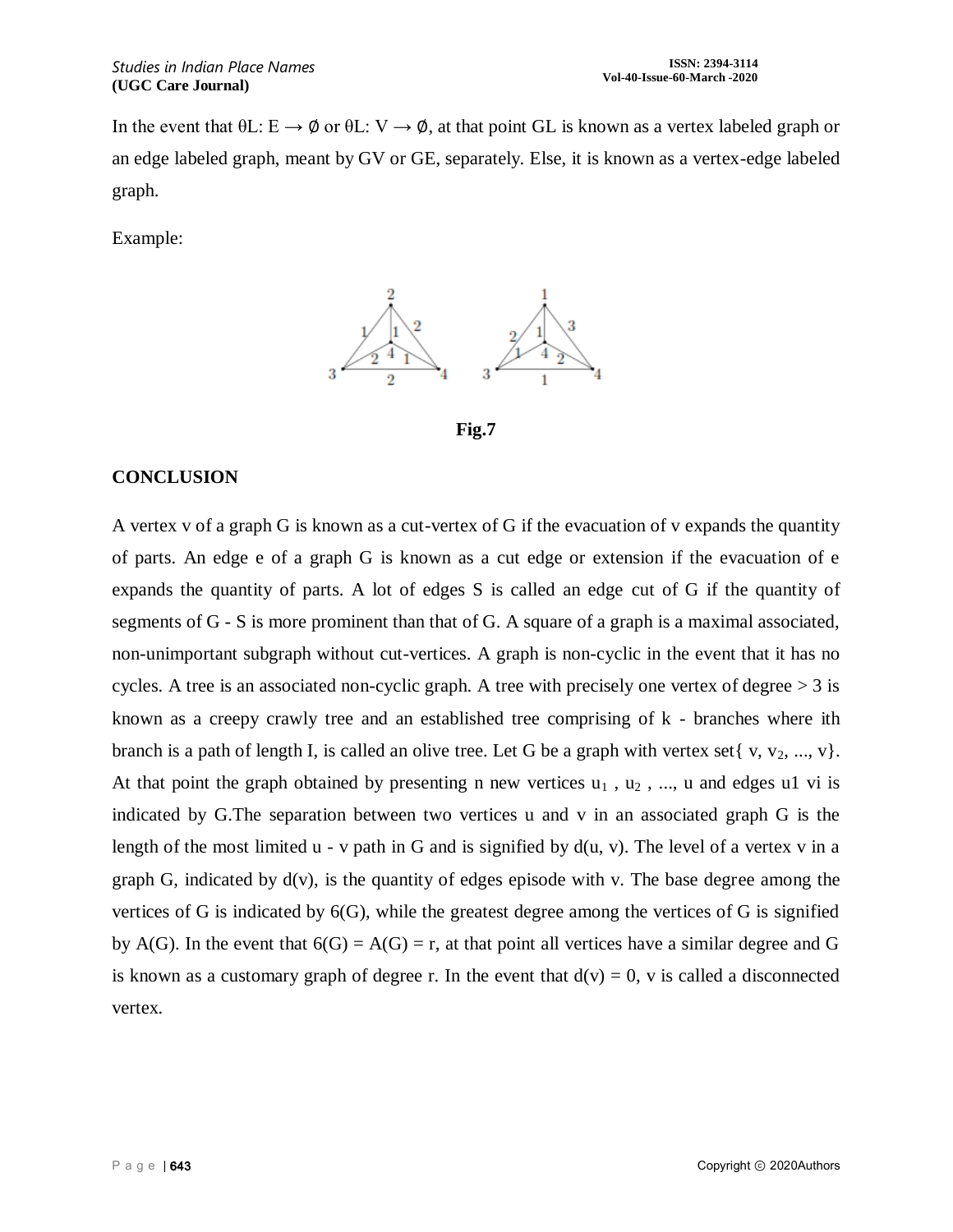In the event that θL: E → ∅ or θL: V → ∅, at that point GL is known as a vertex labeled graph or an edge labeled graph, meant by GV or GE, separately. Else, it is known as a vertex-edge labeled graph.

Example:

Fig.7

**CONCLUSION**

A vertex v of a graph G is known as a cut-vertex of G if the evacuation of v expands the quantity of parts. An edge e of a graph G is known as a cut edge or extension if the evacuation of e expands the quantity of parts. A lot of edges S is called an edge cut of G if the quantity of segments of G - S is more prominent than that of G. A square of a graph is a maximal associated, non-unimportant subgraph without cut-vertices. A graph is non-cyclic in the event that it has no cycles. A tree is an associated non-cyclic graph. A tree with precisely one vertex of degree > 3 is known as a creepy crawly tree and an established tree comprising of k - branches where ith branch is a path of length I, is called an olive tree. Let G be a graph with vertex set{ v, $v_2$, ..., v}. At that point the graph obtained by presenting n new vertices $u_1$ , $u_2$ , ..., u and edges u1 vi is indicated by G.The separation between two vertices u and v in an associated graph G is the length of the most limited u - v path in G and is signified by d(u, v). The level of a vertex v in a graph G, indicated by d(v), is the quantity of edges episode with v. The base degree among the vertices of G is indicated by 6(G), while the greatest degree among the vertices of G is signified by A(G). In the event that 6(G) = A(G) = r, at that point all vertices have a similar degree and G is known as a customary graph of degree r. In the event that d(v) = 0, v is called a disconnected vertex.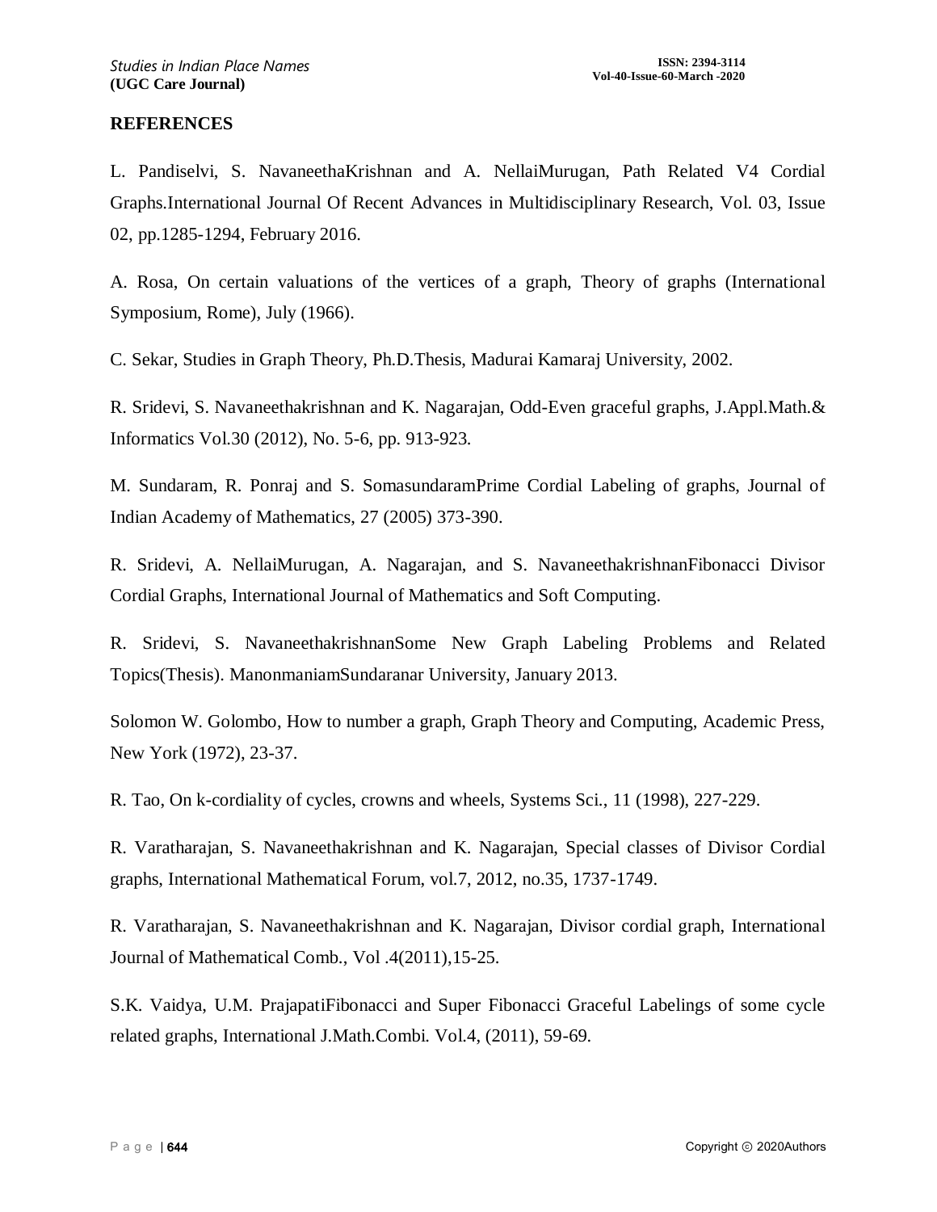## REFERENCES

L. Pandiselvi, S. NavaneethaKrishnan and A. NellaiMurugan, Path Related V4 Cordial Graphs.International Journal Of Recent Advances in Multidisciplinary Research, Vol. 03, Issue 02, pp.1285-1294, February 2016.

A. Rosa, On certain valuations of the vertices of a graph, Theory of graphs (International Symposium, Rome), July (1966).

C. Sekar, Studies in Graph Theory, Ph.D.Thesis, Madurai Kamaraj University, 2002.

R. Sridevi, S. Navaneethakrishnan and K. Nagarajan, Odd-Even graceful graphs, J.Appl.Math.& Informatics Vol.30 (2012), No. 5-6, pp. 913-923.

M. Sundaram, R. Ponraj and S. SomasundaramPrime Cordial Labeling of graphs, Journal of Indian Academy of Mathematics, 27 (2005) 373-390.

R. Sridevi, A. NellaiMurugan, A. Nagarajan, and S. NavaneethakrishnanFibonacci Divisor Cordial Graphs, International Journal of Mathematics and Soft Computing.

R. Sridevi, S. NavaneethakrishnanSome New Graph Labeling Problems and Related Topics(Thesis). ManonmaniamSundaranar University, January 2013.

Solomon W. Golombo, How to number a graph, Graph Theory and Computing, Academic Press, New York (1972), 23-37.

R. Tao, On k-cordiality of cycles, crowns and wheels, Systems Sci., 11 (1998), 227-229.

R. Varatharajan, S. Navaneethakrishnan and K. Nagarajan, Special classes of Divisor Cordial graphs, International Mathematical Forum, vol.7, 2012, no.35, 1737-1749.

R. Varatharajan, S. Navaneethakrishnan and K. Nagarajan, Divisor cordial graph, International Journal of Mathematical Comb., Vol .4(2011),15-25.

S.K. Vaidya, U.M. PrajapatiFibonacci and Super Fibonacci Graceful Labelings of some cycle related graphs, International J.Math.Combi. Vol.4, (2011), 59-69.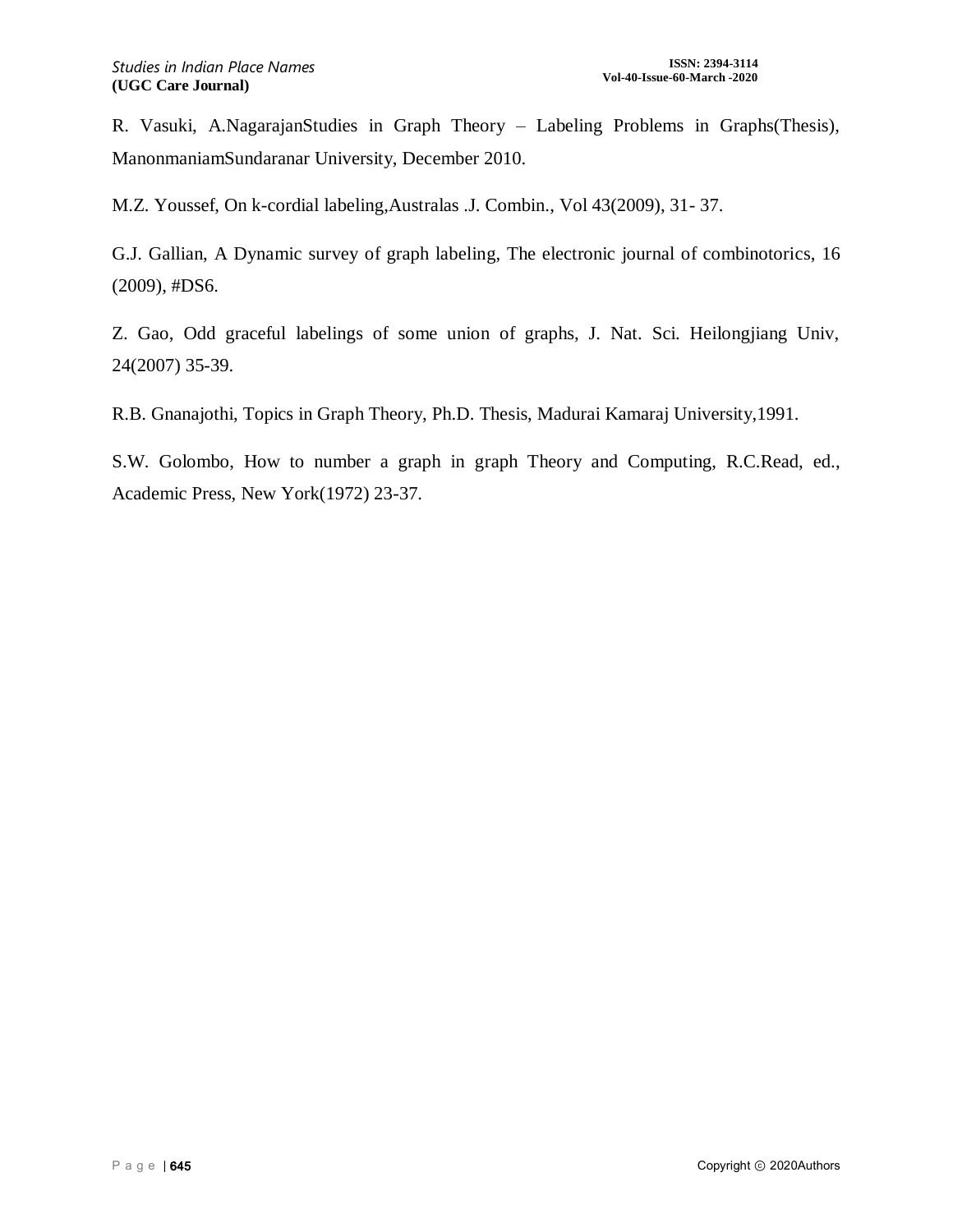R. Vasuki, A.NagarajanStudies in Graph Theory – Labeling Problems in Graphs(Thesis), ManonmaniamSundaranar University, December 2010.

M.Z. Youssef, On k-cordial labeling,Australas .J. Combin., Vol 43(2009), 31- 37.

G.J. Gallian, A Dynamic survey of graph labeling, The electronic journal of combinotorics, 16 (2009), #DS6.

Z. Gao, Odd graceful labelings of some union of graphs, J. Nat. Sci. Heilongjiang Univ, 24(2007) 35-39.

R.B. Gnanajothi, Topics in Graph Theory, Ph.D. Thesis, Madurai Kamaraj University,1991.

S.W. Golombo, How to number a graph in graph Theory and Computing, R.C.Read, ed., Academic Press, New York(1972) 23-37.